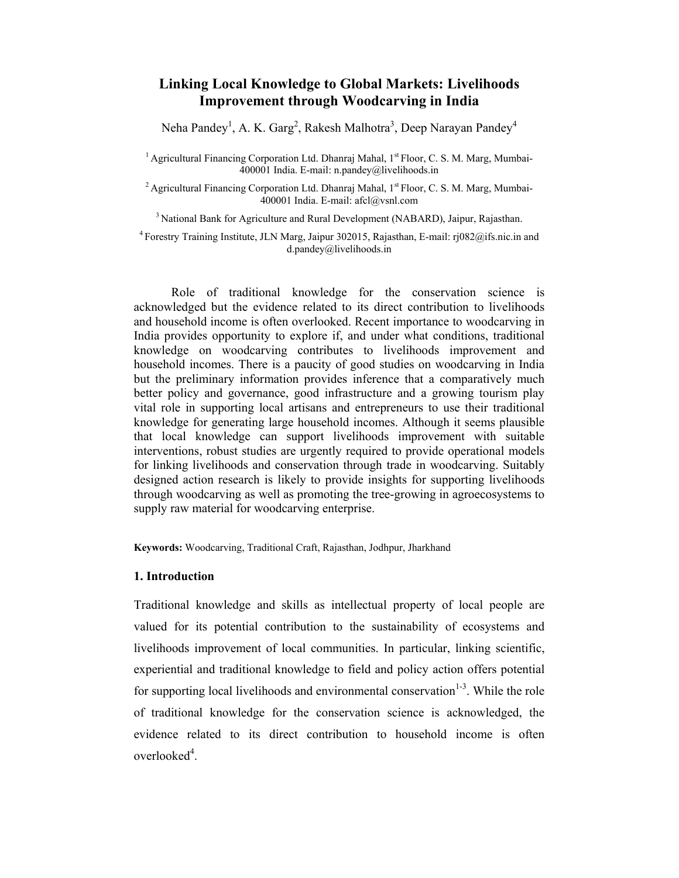# Linking Local Knowledge to Global Markets: Livelihoods Improvement through Woodcarving in India

Neha Pandey[1], A. K. Garg[2], Rakesh Malhotra[3], Deep Narayan Pandey[4]

[1] Agricultural Financing Corporation Ltd. Dhanraj Mahal, 1st Floor, C. S. M. Marg, Mumbai-400001 India. E-mail: n.pandey@livelihoods.in

[2] Agricultural Financing Corporation Ltd. Dhanraj Mahal, 1st Floor, C. S. M. Marg, Mumbai-400001 India. E-mail: afcl@vsnl.com

[3] National Bank for Agriculture and Rural Development (NABARD), Jaipur, Rajasthan.

[4] Forestry Training Institute, JLN Marg, Jaipur 302015, Rajasthan, E-mail: rj082@ifs.nic.in and d.pandey@livelihoods.in

Role of traditional knowledge for the conservation science is acknowledged but the evidence related to its direct contribution to livelihoods and household income is often overlooked. Recent importance to woodcarving in India provides opportunity to explore if, and under what conditions, traditional knowledge on woodcarving contributes to livelihoods improvement and household incomes. There is a paucity of good studies on woodcarving in India but the preliminary information provides inference that a comparatively much better policy and governance, good infrastructure and a growing tourism play vital role in supporting local artisans and entrepreneurs to use their traditional knowledge for generating large household incomes. Although it seems plausible that local knowledge can support livelihoods improvement with suitable interventions, robust studies are urgently required to provide operational models for linking livelihoods and conservation through trade in woodcarving. Suitably designed action research is likely to provide insights for supporting livelihoods through woodcarving as well as promoting the tree-growing in agroecosystems to supply raw material for woodcarving enterprise.

**Keywords:** Woodcarving, Traditional Craft, Rajasthan, Jodhpur, Jharkhand

## 1. Introduction

Traditional knowledge and skills as intellectual property of local people are valued for its potential contribution to the sustainability of ecosystems and livelihoods improvement of local communities. In particular, linking scientific, experiential and traditional knowledge to field and policy action offers potential for supporting local livelihoods and environmental conservation[1-3]. While the role of traditional knowledge for the conservation science is acknowledged, the evidence related to its direct contribution to household income is often overlooked[4].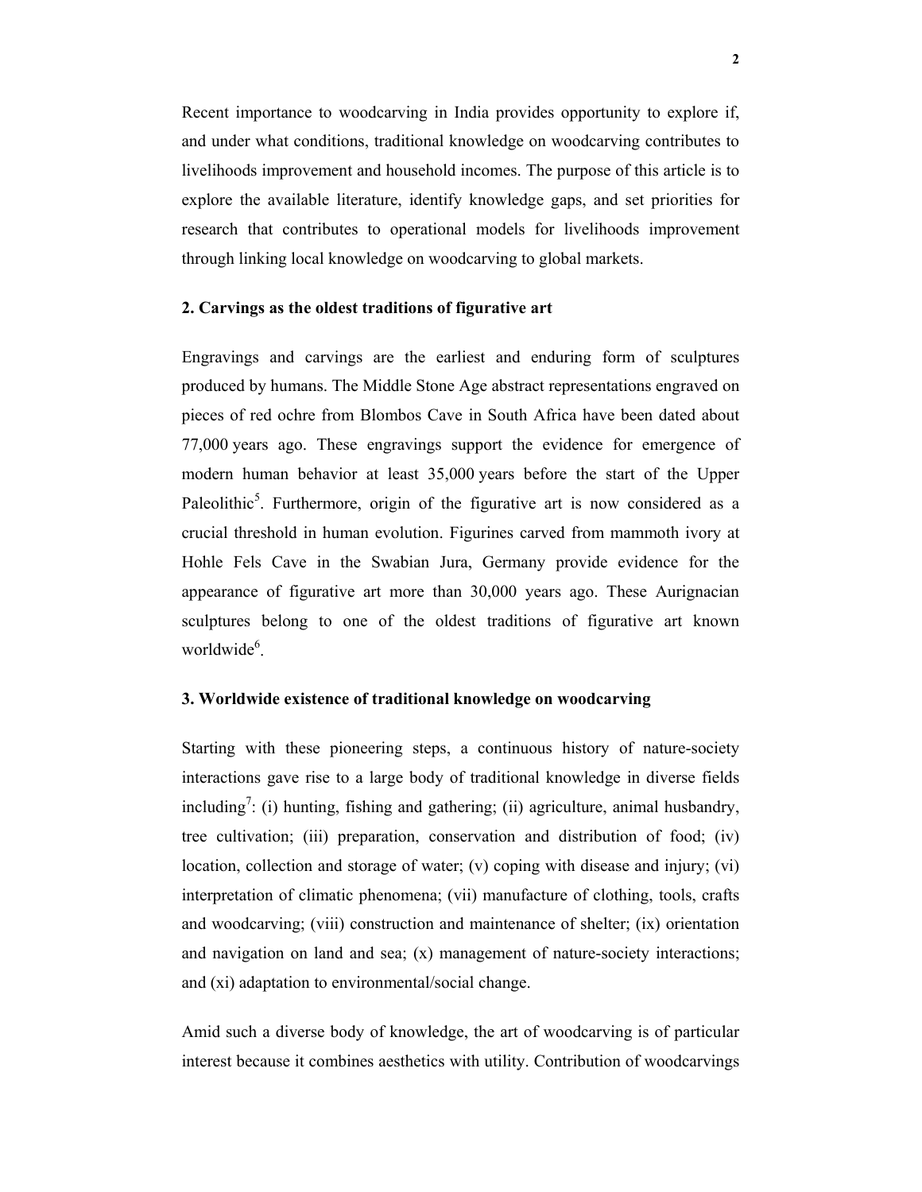Recent importance to woodcarving in India provides opportunity to explore if, and under what conditions, traditional knowledge on woodcarving contributes to livelihoods improvement and household incomes. The purpose of this article is to explore the available literature, identify knowledge gaps, and set priorities for research that contributes to operational models for livelihoods improvement through linking local knowledge on woodcarving to global markets.

## 2. Carvings as the oldest traditions of figurative art

Engravings and carvings are the earliest and enduring form of sculptures produced by humans. The Middle Stone Age abstract representations engraved on pieces of red ochre from Blombos Cave in South Africa have been dated about 77,000 years ago. These engravings support the evidence for emergence of modern human behavior at least 35,000 years before the start of the Upper Paleolithic[5]. Furthermore, origin of the figurative art is now considered as a crucial threshold in human evolution. Figurines carved from mammoth ivory at Hohle Fels Cave in the Swabian Jura, Germany provide evidence for the appearance of figurative art more than 30,000 years ago. These Aurignacian sculptures belong to one of the oldest traditions of figurative art known worldwide[6].

## 3. Worldwide existence of traditional knowledge on woodcarving

Starting with these pioneering steps, a continuous history of nature-society interactions gave rise to a large body of traditional knowledge in diverse fields including[7]: (i) hunting, fishing and gathering; (ii) agriculture, animal husbandry, tree cultivation; (iii) preparation, conservation and distribution of food; (iv) location, collection and storage of water; (v) coping with disease and injury; (vi) interpretation of climatic phenomena; (vii) manufacture of clothing, tools, crafts and woodcarving; (viii) construction and maintenance of shelter; (ix) orientation and navigation on land and sea; (x) management of nature-society interactions; and (xi) adaptation to environmental/social change.

Amid such a diverse body of knowledge, the art of woodcarving is of particular interest because it combines aesthetics with utility. Contribution of woodcarvings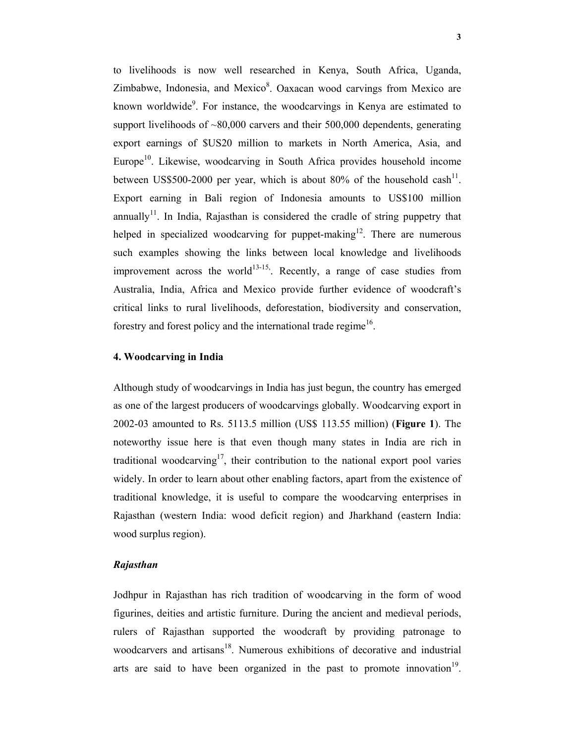to livelihoods is now well researched in Kenya, South Africa, Uganda, Zimbabwe, Indonesia, and Mexico[8]. Oaxacan wood carvings from Mexico are known worldwide[9]. For instance, the woodcarvings in Kenya are estimated to support livelihoods of ~80,000 carvers and their 500,000 dependents, generating export earnings of $US20 million to markets in North America, Asia, and Europe[10]. Likewise, woodcarving in South Africa provides household income between US$500-2000 per year, which is about 80% of the household cash[11]. Export earning in Bali region of Indonesia amounts to US$100 million annually[11]. In India, Rajasthan is considered the cradle of string puppetry that helped in specialized woodcarving for puppet-making[12]. There are numerous such examples showing the links between local knowledge and livelihoods improvement across the world[13-15,]. Recently, a range of case studies from Australia, India, Africa and Mexico provide further evidence of woodcraft's critical links to rural livelihoods, deforestation, biodiversity and conservation, forestry and forest policy and the international trade regime[16].

## 4. Woodcarving in India

Although study of woodcarvings in India has just begun, the country has emerged as one of the largest producers of woodcarvings globally. Woodcarving export in 2002-03 amounted to Rs. 5113.5 million (US$ 113.55 million) (**Figure 1**). The noteworthy issue here is that even though many states in India are rich in traditional woodcarving[17], their contribution to the national export pool varies widely. In order to learn about other enabling factors, apart from the existence of traditional knowledge, it is useful to compare the woodcarving enterprises in Rajasthan (western India: wood deficit region) and Jharkhand (eastern India: wood surplus region).

### *Rajasthan*

Jodhpur in Rajasthan has rich tradition of woodcarving in the form of wood figurines, deities and artistic furniture. During the ancient and medieval periods, rulers of Rajasthan supported the woodcraft by providing patronage to woodcarvers and artisans[18]. Numerous exhibitions of decorative and industrial arts are said to have been organized in the past to promote innovation[19].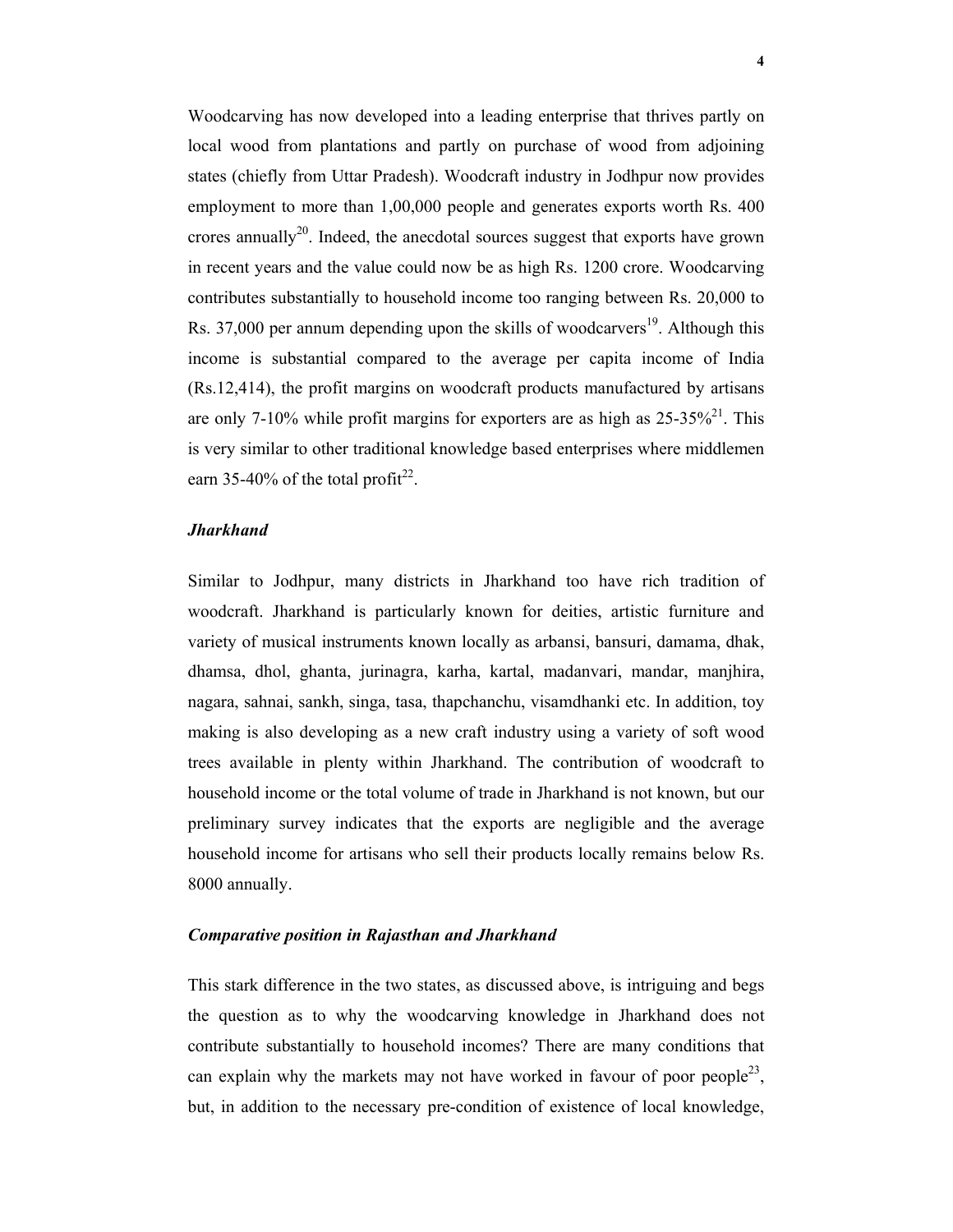Woodcarving has now developed into a leading enterprise that thrives partly on local wood from plantations and partly on purchase of wood from adjoining states (chiefly from Uttar Pradesh). Woodcraft industry in Jodhpur now provides employment to more than 1,00,000 people and generates exports worth Rs. 400 crores annually[20]. Indeed, the anecdotal sources suggest that exports have grown in recent years and the value could now be as high Rs. 1200 crore. Woodcarving contributes substantially to household income too ranging between Rs. 20,000 to Rs. 37,000 per annum depending upon the skills of woodcarvers[19]. Although this income is substantial compared to the average per capita income of India (Rs.12,414), the profit margins on woodcraft products manufactured by artisans are only 7-10% while profit margins for exporters are as high as 25-35%[21]. This is very similar to other traditional knowledge based enterprises where middlemen earn 35-40% of the total profit[22].

### *Jharkhand*

Similar to Jodhpur, many districts in Jharkhand too have rich tradition of woodcraft. Jharkhand is particularly known for deities, artistic furniture and variety of musical instruments known locally as arbansi, bansuri, damama, dhak, dhamsa, dhol, ghanta, jurinagra, karha, kartal, madanvari, mandar, manjhira, nagara, sahnai, sankh, singa, tasa, thapchanchu, visamdhanki etc. In addition, toy making is also developing as a new craft industry using a variety of soft wood trees available in plenty within Jharkhand. The contribution of woodcraft to household income or the total volume of trade in Jharkhand is not known, but our preliminary survey indicates that the exports are negligible and the average household income for artisans who sell their products locally remains below Rs. 8000 annually.

### *Comparative position in Rajasthan and Jharkhand*

This stark difference in the two states, as discussed above, is intriguing and begs the question as to why the woodcarving knowledge in Jharkhand does not contribute substantially to household incomes? There are many conditions that can explain why the markets may not have worked in favour of poor people[23], but, in addition to the necessary pre-condition of existence of local knowledge,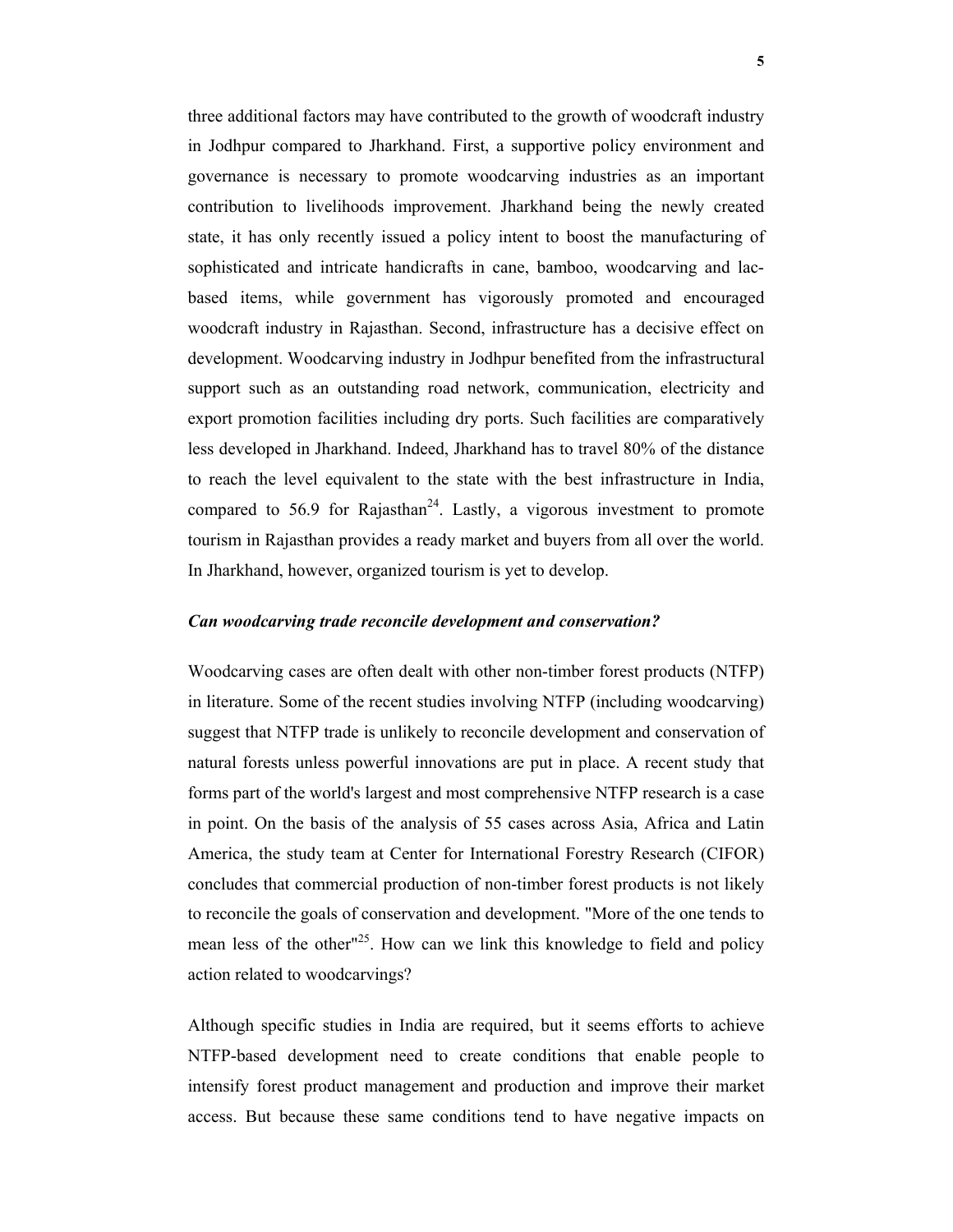three additional factors may have contributed to the growth of woodcraft industry in Jodhpur compared to Jharkhand. First, a supportive policy environment and governance is necessary to promote woodcarving industries as an important contribution to livelihoods improvement. Jharkhand being the newly created state, it has only recently issued a policy intent to boost the manufacturing of sophisticated and intricate handicrafts in cane, bamboo, woodcarving and lac-based items, while government has vigorously promoted and encouraged woodcraft industry in Rajasthan. Second, infrastructure has a decisive effect on development. Woodcarving industry in Jodhpur benefited from the infrastructural support such as an outstanding road network, communication, electricity and export promotion facilities including dry ports. Such facilities are comparatively less developed in Jharkhand. Indeed, Jharkhand has to travel 80% of the distance to reach the level equivalent to the state with the best infrastructure in India, compared to 56.9 for Rajasthan[24]. Lastly, a vigorous investment to promote tourism in Rajasthan provides a ready market and buyers from all over the world. In Jharkhand, however, organized tourism is yet to develop.

***Can woodcarving trade reconcile development and conservation?***

Woodcarving cases are often dealt with other non-timber forest products (NTFP) in literature. Some of the recent studies involving NTFP (including woodcarving) suggest that NTFP trade is unlikely to reconcile development and conservation of natural forests unless powerful innovations are put in place. A recent study that forms part of the world's largest and most comprehensive NTFP research is a case in point. On the basis of the analysis of 55 cases across Asia, Africa and Latin America, the study team at Center for International Forestry Research (CIFOR) concludes that commercial production of non-timber forest products is not likely to reconcile the goals of conservation and development. "More of the one tends to mean less of the other"[25]. How can we link this knowledge to field and policy action related to woodcarvings?

Although specific studies in India are required, but it seems efforts to achieve NTFP-based development need to create conditions that enable people to intensify forest product management and production and improve their market access. But because these same conditions tend to have negative impacts on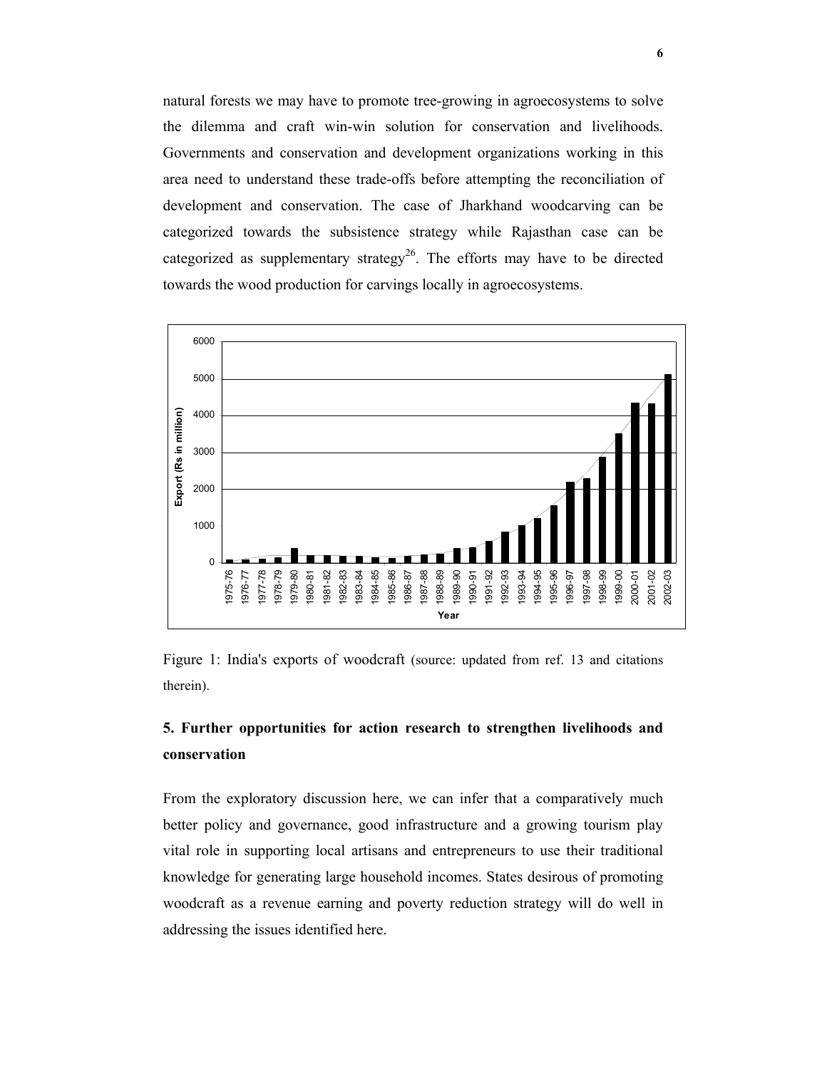natural forests we may have to promote tree-growing in agroecosystems to solve the dilemma and craft win-win solution for conservation and livelihoods. Governments and conservation and development organizations working in this area need to understand these trade-offs before attempting the reconciliation of development and conservation. The case of Jharkhand woodcarving can be categorized towards the subsistence strategy while Rajasthan case can be categorized as supplementary strategy[26]. The efforts may have to be directed towards the wood production for carvings locally in agroecosystems.

Figure 1: India's exports of woodcraft (source: updated from ref. 13 and citations therein).

## 5. Further opportunities for action research to strengthen livelihoods and conservation

From the exploratory discussion here, we can infer that a comparatively much better policy and governance, good infrastructure and a growing tourism play vital role in supporting local artisans and entrepreneurs to use their traditional knowledge for generating large household incomes. States desirous of promoting woodcraft as a revenue earning and poverty reduction strategy will do well in addressing the issues identified here.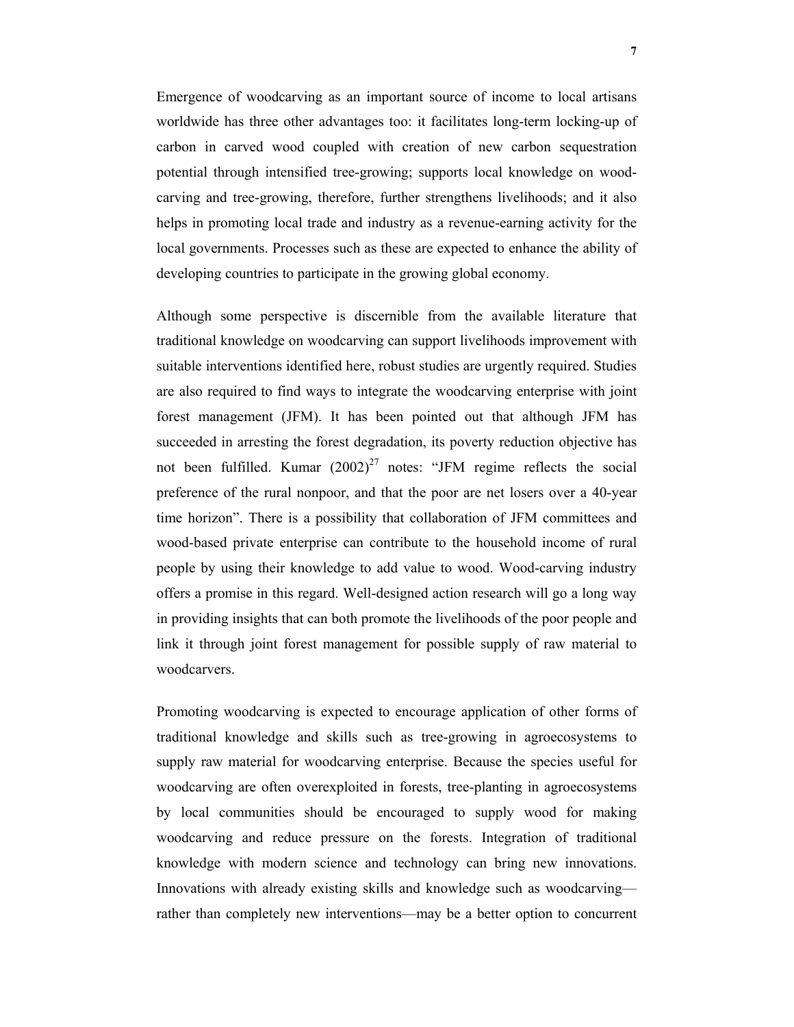Emergence of woodcarving as an important source of income to local artisans worldwide has three other advantages too: it facilitates long-term locking-up of carbon in carved wood coupled with creation of new carbon sequestration potential through intensified tree-growing; supports local knowledge on wood-carving and tree-growing, therefore, further strengthens livelihoods; and it also helps in promoting local trade and industry as a revenue-earning activity for the local governments. Processes such as these are expected to enhance the ability of developing countries to participate in the growing global economy.

Although some perspective is discernible from the available literature that traditional knowledge on woodcarving can support livelihoods improvement with suitable interventions identified here, robust studies are urgently required. Studies are also required to find ways to integrate the woodcarving enterprise with joint forest management (JFM). It has been pointed out that although JFM has succeeded in arresting the forest degradation, its poverty reduction objective has not been fulfilled. Kumar (2002)[27] notes: "JFM regime reflects the social preference of the rural nonpoor, and that the poor are net losers over a 40-year time horizon". There is a possibility that collaboration of JFM committees and wood-based private enterprise can contribute to the household income of rural people by using their knowledge to add value to wood. Wood-carving industry offers a promise in this regard. Well-designed action research will go a long way in providing insights that can both promote the livelihoods of the poor people and link it through joint forest management for possible supply of raw material to woodcarvers.

Promoting woodcarving is expected to encourage application of other forms of traditional knowledge and skills such as tree-growing in agroecosystems to supply raw material for woodcarving enterprise. Because the species useful for woodcarving are often overexploited in forests, tree-planting in agroecosystems by local communities should be encouraged to supply wood for making woodcarving and reduce pressure on the forests. Integration of traditional knowledge with modern science and technology can bring new innovations. Innovations with already existing skills and knowledge such as woodcarving—rather than completely new interventions—may be a better option to concurrent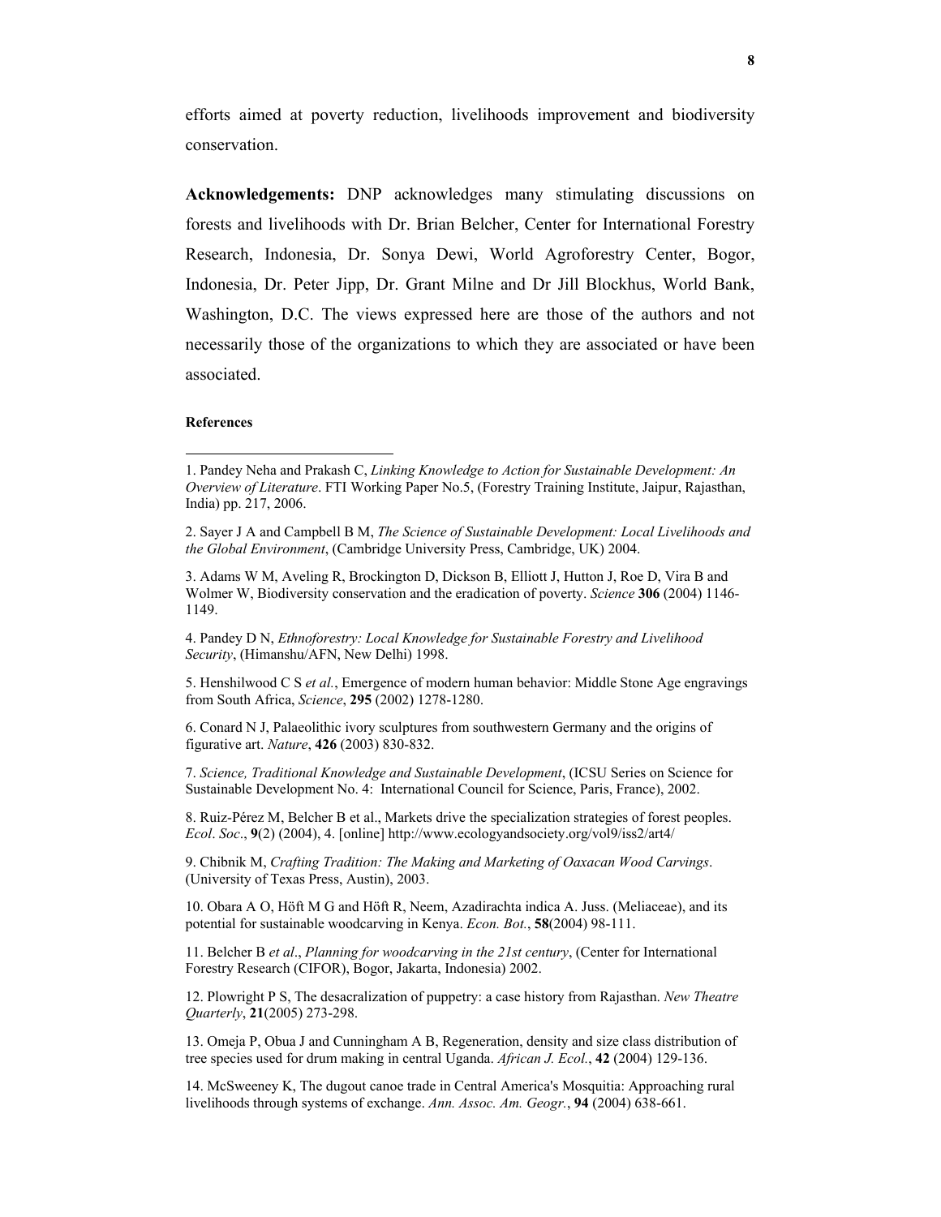efforts aimed at poverty reduction, livelihoods improvement and biodiversity conservation.

**Acknowledgements:** DNP acknowledges many stimulating discussions on forests and livelihoods with Dr. Brian Belcher, Center for International Forestry Research, Indonesia, Dr. Sonya Dewi, World Agroforestry Center, Bogor, Indonesia, Dr. Peter Jipp, Dr. Grant Milne and Dr Jill Blockhus, World Bank, Washington, D.C. The views expressed here are those of the authors and not necessarily those of the organizations to which they are associated or have been associated.

**References**

1. Pandey Neha and Prakash C, *Linking Knowledge to Action for Sustainable Development: An Overview of Literature*. FTI Working Paper No.5, (Forestry Training Institute, Jaipur, Rajasthan, India) pp. 217, 2006.

2. Sayer J A and Campbell B M, *The Science of Sustainable Development: Local Livelihoods and the Global Environment*, (Cambridge University Press, Cambridge, UK) 2004.

3. Adams W M, Aveling R, Brockington D, Dickson B, Elliott J, Hutton J, Roe D, Vira B and Wolmer W, Biodiversity conservation and the eradication of poverty. *Science* **306** (2004) 1146-1149.

4. Pandey D N, *Ethnoforestry: Local Knowledge for Sustainable Forestry and Livelihood Security*, (Himanshu/AFN, New Delhi) 1998.

5. Henshilwood C S *et al.*, Emergence of modern human behavior: Middle Stone Age engravings from South Africa, *Science*, **295** (2002) 1278-1280.

6. Conard N J, Palaeolithic ivory sculptures from southwestern Germany and the origins of figurative art. *Nature*, **426** (2003) 830-832.

7. *Science, Traditional Knowledge and Sustainable Development*, (ICSU Series on Science for Sustainable Development No. 4: International Council for Science, Paris, France), 2002.

8. Ruiz-Pérez M, Belcher B et al., Markets drive the specialization strategies of forest peoples. *Ecol*. *Soc*., **9**(2) (2004), 4. [online] http://www.ecologyandsociety.org/vol9/iss2/art4/

9. Chibnik M, *Crafting Tradition: The Making and Marketing of Oaxacan Wood Carvings*. (University of Texas Press, Austin), 2003.

10. Obara A O, Höft M G and Höft R, Neem, Azadirachta indica A. Juss. (Meliaceae), and its potential for sustainable woodcarving in Kenya. *Econ. Bot.*, **58**(2004) 98-111.

11. Belcher B *et al*., *Planning for woodcarving in the 21st century*, (Center for International Forestry Research (CIFOR), Bogor, Jakarta, Indonesia) 2002.

12. Plowright P S, The desacralization of puppetry: a case history from Rajasthan. *New Theatre Quarterly*, **21**(2005) 273-298.

13. Omeja P, Obua J and Cunningham A B, Regeneration, density and size class distribution of tree species used for drum making in central Uganda. *African J. Ecol.*, **42** (2004) 129-136.

14. McSweeney K, The dugout canoe trade in Central America's Mosquitia: Approaching rural livelihoods through systems of exchange. *Ann. Assoc. Am. Geogr.*, **94** (2004) 638-661.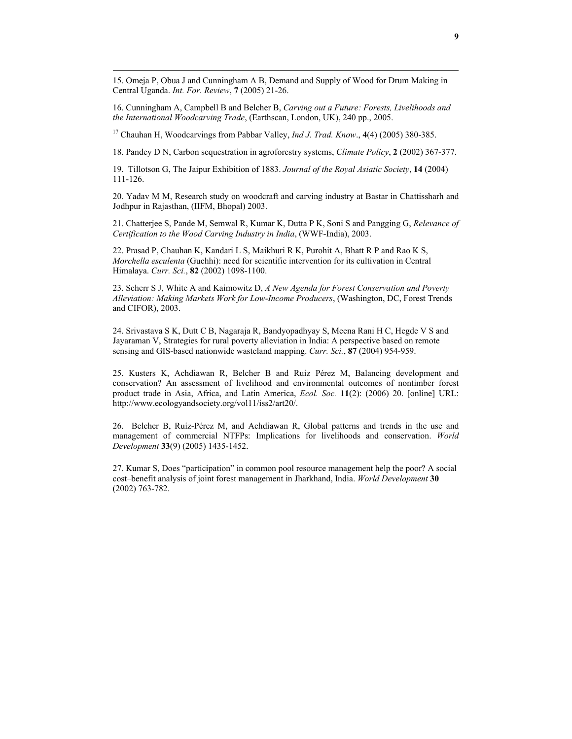15. Omeja P, Obua J and Cunningham A B, Demand and Supply of Wood for Drum Making in Central Uganda. *Int. For. Review*, **7** (2005) 21-26.

16. Cunningham A, Campbell B and Belcher B, *Carving out a Future: Forests, Livelihoods and the International Woodcarving Trade*, (Earthscan, London, UK), 240 pp., 2005.

[17] Chauhan H, Woodcarvings from Pabbar Valley, *Ind J. Trad. Know*., **4**(4) (2005) 380-385.

18. Pandey D N, Carbon sequestration in agroforestry systems, *Climate Policy*, **2** (2002) 367-377.

19. Tillotson G, The Jaipur Exhibition of 1883. *Journal of the Royal Asiatic Society*, **14** (2004) 111-126.

20. Yadav M M, Research study on woodcraft and carving industry at Bastar in Chattissharh and Jodhpur in Rajasthan, (IIFM, Bhopal) 2003.

21. Chatterjee S, Pande M, Semwal R, Kumar K, Dutta P K, Soni S and Pangging G, *Relevance of Certification to the Wood Carving Industry in India*, (WWF-India), 2003.

22. Prasad P, Chauhan K, Kandari L S, Maikhuri R K, Purohit A, Bhatt R P and Rao K S, *Morchella esculenta* (Guchhi): need for scientific intervention for its cultivation in Central Himalaya. *Curr. Sci.*, **82** (2002) 1098-1100.

23. Scherr S J, White A and Kaimowitz D, *A New Agenda for Forest Conservation and Poverty Alleviation: Making Markets Work for Low-Income Producers*, (Washington, DC, Forest Trends and CIFOR), 2003.

24. Srivastava S K, Dutt C B, Nagaraja R, Bandyopadhyay S, Meena Rani H C, Hegde V S and Jayaraman V, Strategies for rural poverty alleviation in India: A perspective based on remote sensing and GIS-based nationwide wasteland mapping. *Curr. Sci.*, **87** (2004) 954-959.

25. Kusters K, Achdiawan R, Belcher B and Ruiz Pérez M, Balancing development and conservation? An assessment of livelihood and environmental outcomes of nontimber forest product trade in Asia, Africa, and Latin America, *Ecol. Soc.* **11**(2): (2006) 20. [online] URL: http://www.ecologyandsociety.org/vol11/iss2/art20/.

26. Belcher B, Ruíz-Pérez M, and Achdiawan R, Global patterns and trends in the use and management of commercial NTFPs: Implications for livelihoods and conservation. *World Development* **33**(9) (2005) 1435-1452.

27. Kumar S, Does "participation" in common pool resource management help the poor? A social cost–benefit analysis of joint forest management in Jharkhand, India. *World Development* **30** (2002) 763-782.